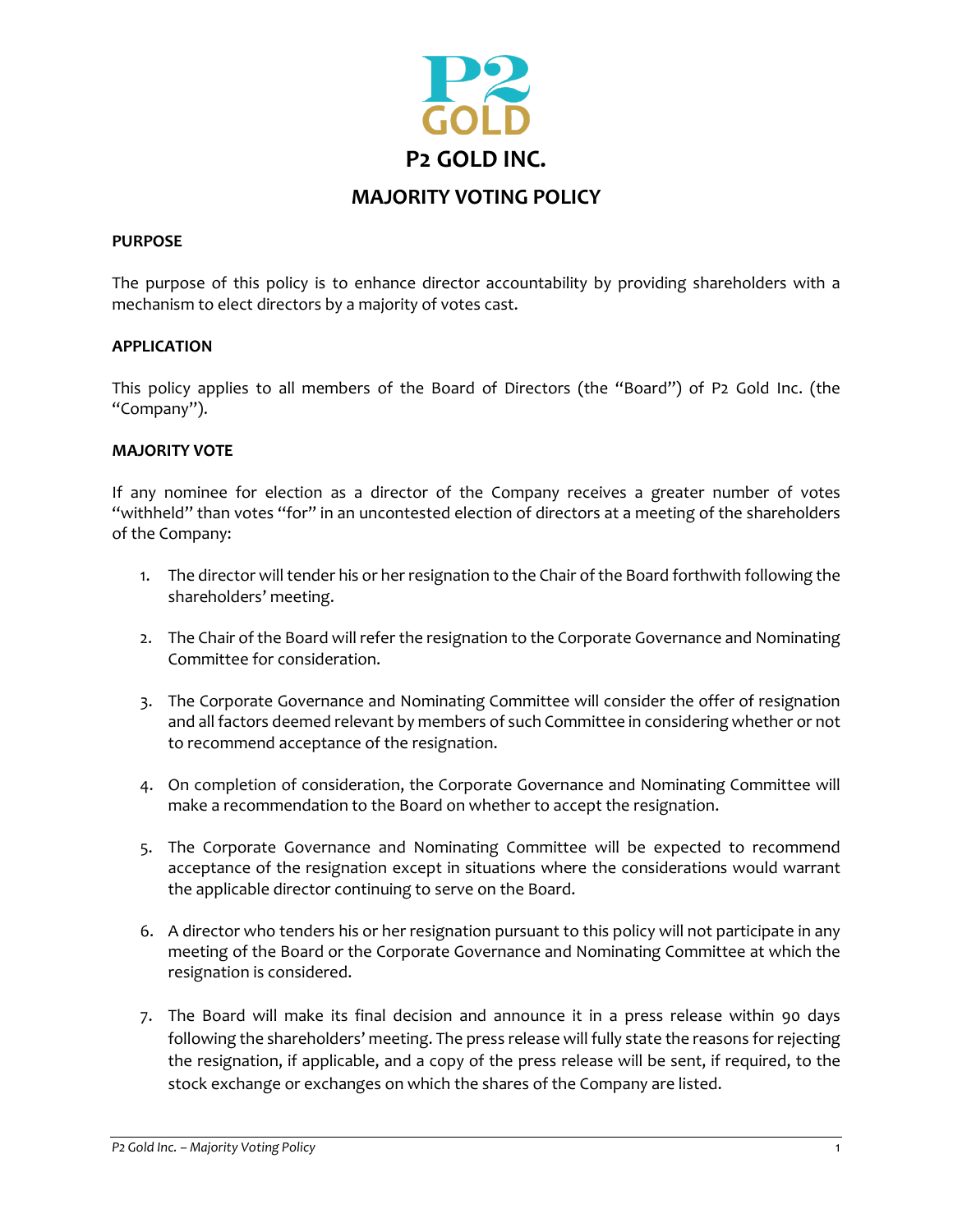# P2 GOLD INC.

## MAJORITY VOTING POLICY

### PURPOSE

The purpose of this policy is to enhance director accountability by providing shareholders with a mechanism to elect directors by a majority of votes cast.

### APPLICATION

This policy applies to all members of the Board of Directors (the "Board") of P2 Gold Inc. (the "Company").

### MAJORITY VOTE

If any nominee for election as a director of the Company receives a greater number of votes "withheld" than votes "for" in an uncontested election of directors at a meeting of the shareholders of the Company:

1. The director will tender his or her resignation to the Chair of the Board forthwith following the shareholders' meeting.
2. The Chair of the Board will refer the resignation to the Corporate Governance and Nominating Committee for consideration.
3. The Corporate Governance and Nominating Committee will consider the offer of resignation and all factors deemed relevant by members of such Committee in considering whether or not to recommend acceptance of the resignation.
4. On completion of consideration, the Corporate Governance and Nominating Committee will make a recommendation to the Board on whether to accept the resignation.
5. The Corporate Governance and Nominating Committee will be expected to recommend acceptance of the resignation except in situations where the considerations would warrant the applicable director continuing to serve on the Board.
6. A director who tenders his or her resignation pursuant to this policy will not participate in any meeting of the Board or the Corporate Governance and Nominating Committee at which the resignation is considered.
7. The Board will make its final decision and announce it in a press release within 90 days following the shareholders' meeting. The press release will fully state the reasons for rejecting the resignation, if applicable, and a copy of the press release will be sent, if required, to the stock exchange or exchanges on which the shares of the Company are listed.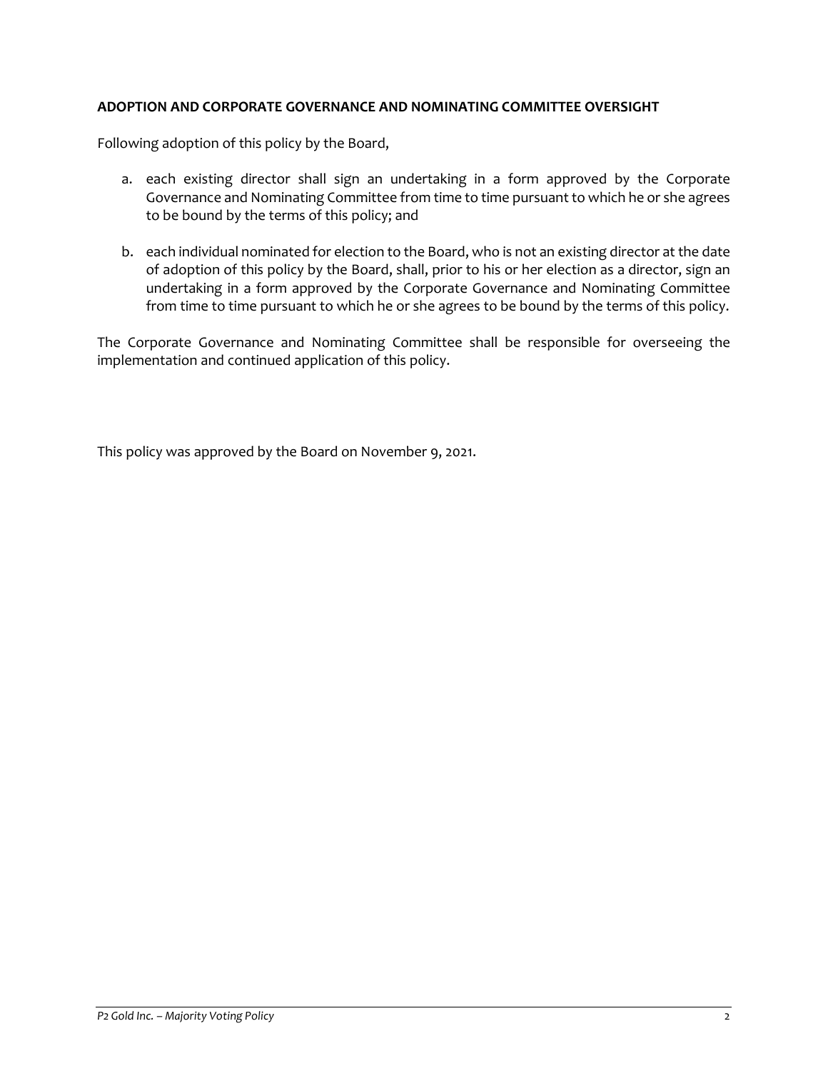**ADOPTION AND CORPORATE GOVERNANCE AND NOMINATING COMMITTEE OVERSIGHT**

Following adoption of this policy by the Board,

a. each existing director shall sign an undertaking in a form approved by the Corporate Governance and Nominating Committee from time to time pursuant to which he or she agrees to be bound by the terms of this policy; and

b. each individual nominated for election to the Board, who is not an existing director at the date of adoption of this policy by the Board, shall, prior to his or her election as a director, sign an undertaking in a form approved by the Corporate Governance and Nominating Committee from time to time pursuant to which he or she agrees to be bound by the terms of this policy.

The Corporate Governance and Nominating Committee shall be responsible for overseeing the implementation and continued application of this policy.

This policy was approved by the Board on November 9, 2021.